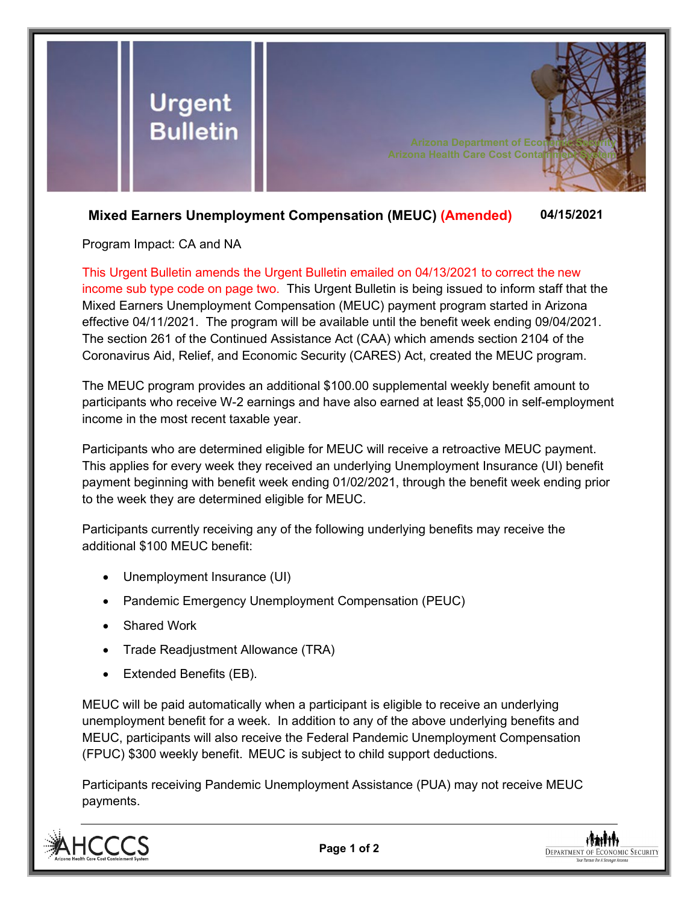# Urgent Bulletin

Arizona Department of Economic Security
Arizona Health Care Cost Containment System

## Mixed Earners Unemployment Compensation (MEUC) (Amended) 04/15/2021

Program Impact: CA and NA

This Urgent Bulletin amends the Urgent Bulletin emailed on 04/13/2021 to correct the new income sub type code on page two. This Urgent Bulletin is being issued to inform staff that the Mixed Earners Unemployment Compensation (MEUC) payment program started in Arizona effective 04/11/2021. The program will be available until the benefit week ending 09/04/2021. The section 261 of the Continued Assistance Act (CAA) which amends section 2104 of the Coronavirus Aid, Relief, and Economic Security (CARES) Act, created the MEUC program.

The MEUC program provides an additional $100.00 supplemental weekly benefit amount to participants who receive W-2 earnings and have also earned at least $5,000 in self-employment income in the most recent taxable year.

Participants who are determined eligible for MEUC will receive a retroactive MEUC payment. This applies for every week they received an underlying Unemployment Insurance (UI) benefit payment beginning with benefit week ending 01/02/2021, through the benefit week ending prior to the week they are determined eligible for MEUC.

Participants currently receiving any of the following underlying benefits may receive the additional $100 MEUC benefit:

- Unemployment Insurance (UI)
- Pandemic Emergency Unemployment Compensation (PEUC)
- Shared Work
- Trade Readjustment Allowance (TRA)
- Extended Benefits (EB).

MEUC will be paid automatically when a participant is eligible to receive an underlying unemployment benefit for a week. In addition to any of the above underlying benefits and MEUC, participants will also receive the Federal Pandemic Unemployment Compensation (FPUC) $300 weekly benefit. MEUC is subject to child support deductions.

Participants receiving Pandemic Unemployment Assistance (PUA) may not receive MEUC payments.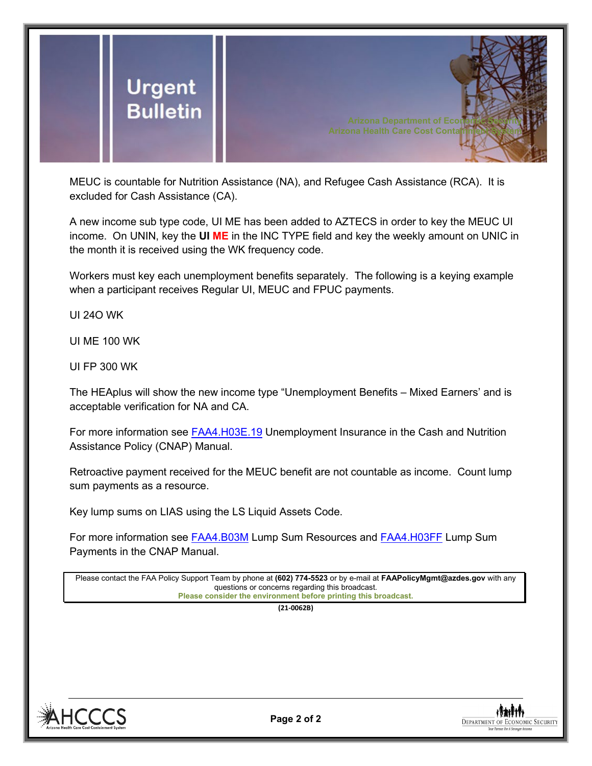# Urgent Bulletin

Arizona Department of Economic Security
Arizona Health Care Cost Containment System

MEUC is countable for Nutrition Assistance (NA), and Refugee Cash Assistance (RCA). It is excluded for Cash Assistance (CA).

A new income sub type code, UI ME has been added to AZTECS in order to key the MEUC UI income. On UNIN, key the **UI ME** in the INC TYPE field and key the weekly amount on UNIC in the month it is received using the WK frequency code.

Workers must key each unemployment benefits separately. The following is a keying example when a participant receives Regular UI, MEUC and FPUC payments.

UI 24O WK

UI ME 100 WK

UI FP 300 WK

The HEAplus will show the new income type "Unemployment Benefits – Mixed Earners' and is acceptable verification for NA and CA.

For more information see FAA4.H03E.19 Unemployment Insurance in the Cash and Nutrition Assistance Policy (CNAP) Manual.

Retroactive payment received for the MEUC benefit are not countable as income. Count lump sum payments as a resource.

Key lump sums on LIAS using the LS Liquid Assets Code.

For more information see FAA4.B03M Lump Sum Resources and FAA4.H03FF Lump Sum Payments in the CNAP Manual.

Please contact the FAA Policy Support Team by phone at **(602) 774-5523** or by e-mail at **FAAPolicyMgmt@azdes.gov** with any questions or concerns regarding this broadcast.
**Please consider the environment before printing this broadcast.**

**(21-0062B)**